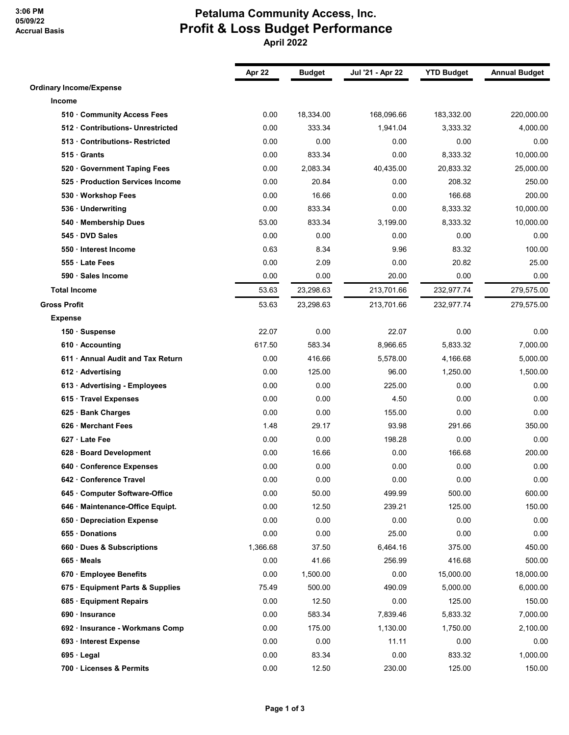3:06 PM
05/09/22
Accrual Basis

# Petaluma Community Access, Inc.
## Profit & Loss Budget Performance
### April 2022

| | Apr 22 | Budget | Jul '21 - Apr 22 | YTD Budget | Annual Budget |
|---|---|---|---|---|---|
| **Ordinary Income/Expense** | | | | | |
| **Income** | | | | | |
| **510 · Community Access Fees** | 0.00 | 18,334.00 | 168,096.66 | 183,332.00 | 220,000.00 |
| **512 · Contributions- Unrestricted** | 0.00 | 333.34 | 1,941.04 | 3,333.32 | 4,000.00 |
| **513 · Contributions- Restricted** | 0.00 | 0.00 | 0.00 | 0.00 | 0.00 |
| **515 · Grants** | 0.00 | 833.34 | 0.00 | 8,333.32 | 10,000.00 |
| **520 · Government Taping Fees** | 0.00 | 2,083.34 | 40,435.00 | 20,833.32 | 25,000.00 |
| **525 · Production Services Income** | 0.00 | 20.84 | 0.00 | 208.32 | 250.00 |
| **530 · Workshop Fees** | 0.00 | 16.66 | 0.00 | 166.68 | 200.00 |
| **536 · Underwriting** | 0.00 | 833.34 | 0.00 | 8,333.32 | 10,000.00 |
| **540 · Membership Dues** | 53.00 | 833.34 | 3,199.00 | 8,333.32 | 10,000.00 |
| **545 · DVD Sales** | 0.00 | 0.00 | 0.00 | 0.00 | 0.00 |
| **550 · Interest Income** | 0.63 | 8.34 | 9.96 | 83.32 | 100.00 |
| **555 · Late Fees** | 0.00 | 2.09 | 0.00 | 20.82 | 25.00 |
| **590 · Sales Income** | 0.00 | 0.00 | 20.00 | 0.00 | 0.00 |
| **Total Income** | 53.63 | 23,298.63 | 213,701.66 | 232,977.74 | 279,575.00 |
| **Gross Profit** | 53.63 | 23,298.63 | 213,701.66 | 232,977.74 | 279,575.00 |
| **Expense** | | | | | |
| **150 · Suspense** | 22.07 | 0.00 | 22.07 | 0.00 | 0.00 |
| **610 · Accounting** | 617.50 | 583.34 | 8,966.65 | 5,833.32 | 7,000.00 |
| **611 · Annual Audit and Tax Return** | 0.00 | 416.66 | 5,578.00 | 4,166.68 | 5,000.00 |
| **612 · Advertising** | 0.00 | 125.00 | 96.00 | 1,250.00 | 1,500.00 |
| **613 · Advertising - Employees** | 0.00 | 0.00 | 225.00 | 0.00 | 0.00 |
| **615 · Travel Expenses** | 0.00 | 0.00 | 4.50 | 0.00 | 0.00 |
| **625 · Bank Charges** | 0.00 | 0.00 | 155.00 | 0.00 | 0.00 |
| **626 · Merchant Fees** | 1.48 | 29.17 | 93.98 | 291.66 | 350.00 |
| **627 · Late Fee** | 0.00 | 0.00 | 198.28 | 0.00 | 0.00 |
| **628 · Board Development** | 0.00 | 16.66 | 0.00 | 166.68 | 200.00 |
| **640 · Conference Expenses** | 0.00 | 0.00 | 0.00 | 0.00 | 0.00 |
| **642 · Conference Travel** | 0.00 | 0.00 | 0.00 | 0.00 | 0.00 |
| **645 · Computer Software-Office** | 0.00 | 50.00 | 499.99 | 500.00 | 600.00 |
| **646 · Maintenance-Office Equipt.** | 0.00 | 12.50 | 239.21 | 125.00 | 150.00 |
| **650 · Depreciation Expense** | 0.00 | 0.00 | 0.00 | 0.00 | 0.00 |
| **655 · Donations** | 0.00 | 0.00 | 25.00 | 0.00 | 0.00 |
| **660 · Dues & Subscriptions** | 1,366.68 | 37.50 | 6,464.16 | 375.00 | 450.00 |
| **665 · Meals** | 0.00 | 41.66 | 256.99 | 416.68 | 500.00 |
| **670 · Employee Benefits** | 0.00 | 1,500.00 | 0.00 | 15,000.00 | 18,000.00 |
| **675 · Equipment Parts & Supplies** | 75.49 | 500.00 | 490.09 | 5,000.00 | 6,000.00 |
| **685 · Equipment Repairs** | 0.00 | 12.50 | 0.00 | 125.00 | 150.00 |
| **690 · Insurance** | 0.00 | 583.34 | 7,839.46 | 5,833.32 | 7,000.00 |
| **692 · Insurance - Workmans Comp** | 0.00 | 175.00 | 1,130.00 | 1,750.00 | 2,100.00 |
| **693 · Interest Expense** | 0.00 | 0.00 | 11.11 | 0.00 | 0.00 |
| **695 · Legal** | 0.00 | 83.34 | 0.00 | 833.32 | 1,000.00 |
| **700 · Licenses & Permits** | 0.00 | 12.50 | 230.00 | 125.00 | 150.00 |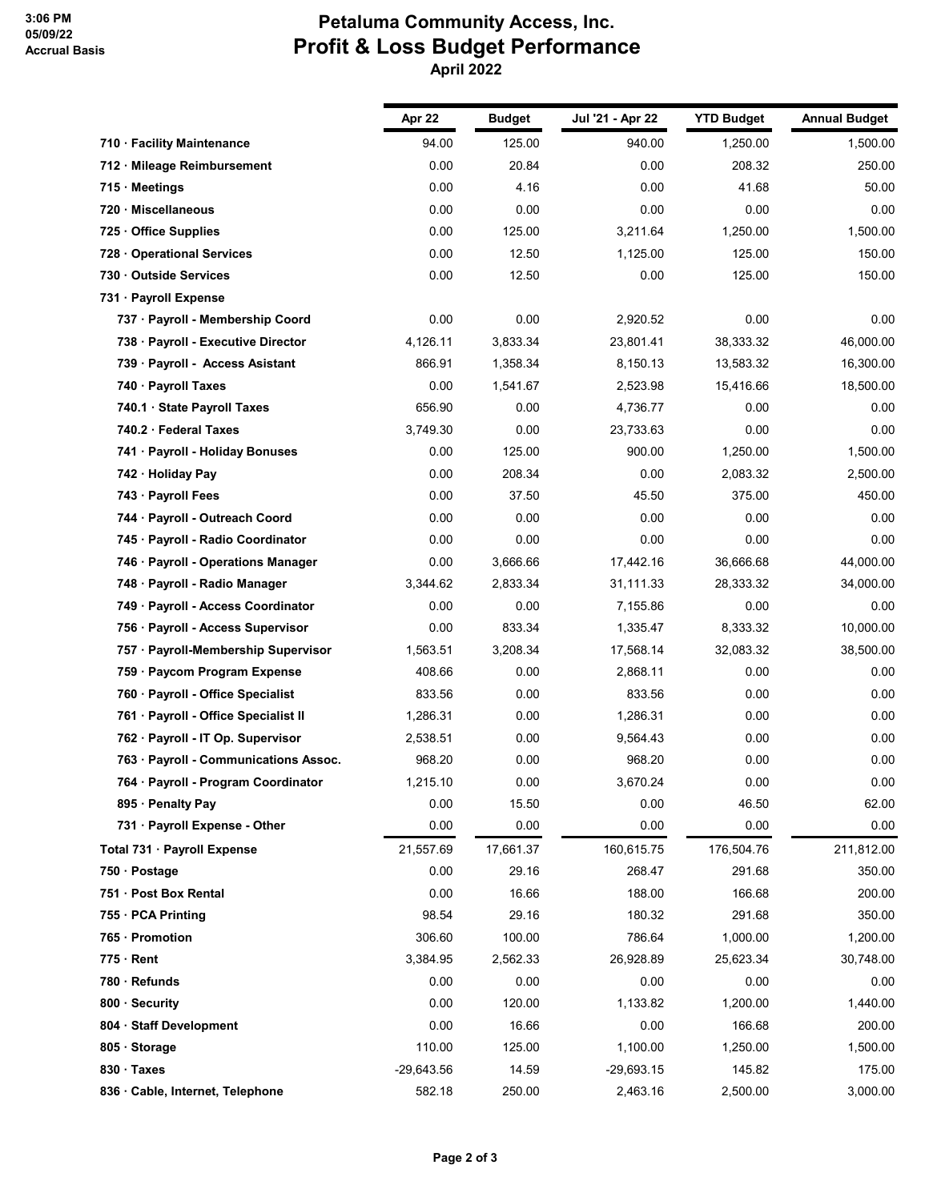# Petaluma Community Access, Inc.
## Profit & Loss Budget Performance
### April 2022

3:06 PM
05/09/22
Accrual Basis

| | Apr 22 | Budget | Jul '21 - Apr 22 | YTD Budget | Annual Budget |
|---|---|---|---|---|---|
| **710 · Facility Maintenance** | 94.00 | 125.00 | 940.00 | 1,250.00 | 1,500.00 |
| **712 · Mileage Reimbursement** | 0.00 | 20.84 | 0.00 | 208.32 | 250.00 |
| **715 · Meetings** | 0.00 | 4.16 | 0.00 | 41.68 | 50.00 |
| **720 · Miscellaneous** | 0.00 | 0.00 | 0.00 | 0.00 | 0.00 |
| **725 · Office Supplies** | 0.00 | 125.00 | 3,211.64 | 1,250.00 | 1,500.00 |
| **728 · Operational Services** | 0.00 | 12.50 | 1,125.00 | 125.00 | 150.00 |
| **730 · Outside Services** | 0.00 | 12.50 | 0.00 | 125.00 | 150.00 |
| **731 · Payroll Expense** | | | | | |
| **737 · Payroll - Membership Coord** | 0.00 | 0.00 | 2,920.52 | 0.00 | 0.00 |
| **738 · Payroll - Executive Director** | 4,126.11 | 3,833.34 | 23,801.41 | 38,333.32 | 46,000.00 |
| **739 · Payroll - Access Asistant** | 866.91 | 1,358.34 | 8,150.13 | 13,583.32 | 16,300.00 |
| **740 · Payroll Taxes** | 0.00 | 1,541.67 | 2,523.98 | 15,416.66 | 18,500.00 |
| **740.1 · State Payroll Taxes** | 656.90 | 0.00 | 4,736.77 | 0.00 | 0.00 |
| **740.2 · Federal Taxes** | 3,749.30 | 0.00 | 23,733.63 | 0.00 | 0.00 |
| **741 · Payroll - Holiday Bonuses** | 0.00 | 125.00 | 900.00 | 1,250.00 | 1,500.00 |
| **742 · Holiday Pay** | 0.00 | 208.34 | 0.00 | 2,083.32 | 2,500.00 |
| **743 · Payroll Fees** | 0.00 | 37.50 | 45.50 | 375.00 | 450.00 |
| **744 · Payroll - Outreach Coord** | 0.00 | 0.00 | 0.00 | 0.00 | 0.00 |
| **745 · Payroll - Radio Coordinator** | 0.00 | 0.00 | 0.00 | 0.00 | 0.00 |
| **746 · Payroll - Operations Manager** | 0.00 | 3,666.66 | 17,442.16 | 36,666.68 | 44,000.00 |
| **748 · Payroll - Radio Manager** | 3,344.62 | 2,833.34 | 31,111.33 | 28,333.32 | 34,000.00 |
| **749 · Payroll - Access Coordinator** | 0.00 | 0.00 | 7,155.86 | 0.00 | 0.00 |
| **756 · Payroll - Access Supervisor** | 0.00 | 833.34 | 1,335.47 | 8,333.32 | 10,000.00 |
| **757 · Payroll-Membership Supervisor** | 1,563.51 | 3,208.34 | 17,568.14 | 32,083.32 | 38,500.00 |
| **759 · Paycom Program Expense** | 408.66 | 0.00 | 2,868.11 | 0.00 | 0.00 |
| **760 · Payroll - Office Specialist** | 833.56 | 0.00 | 833.56 | 0.00 | 0.00 |
| **761 · Payroll - Office Specialist II** | 1,286.31 | 0.00 | 1,286.31 | 0.00 | 0.00 |
| **762 · Payroll - IT Op. Supervisor** | 2,538.51 | 0.00 | 9,564.43 | 0.00 | 0.00 |
| **763 · Payroll - Communications Assoc.** | 968.20 | 0.00 | 968.20 | 0.00 | 0.00 |
| **764 · Payroll - Program Coordinator** | 1,215.10 | 0.00 | 3,670.24 | 0.00 | 0.00 |
| **895 · Penalty Pay** | 0.00 | 15.50 | 0.00 | 46.50 | 62.00 |
| **731 · Payroll Expense - Other** | 0.00 | 0.00 | 0.00 | 0.00 | 0.00 |
| **Total 731 · Payroll Expense** | 21,557.69 | 17,661.37 | 160,615.75 | 176,504.76 | 211,812.00 |
| **750 · Postage** | 0.00 | 29.16 | 268.47 | 291.68 | 350.00 |
| **751 · Post Box Rental** | 0.00 | 16.66 | 188.00 | 166.68 | 200.00 |
| **755 · PCA Printing** | 98.54 | 29.16 | 180.32 | 291.68 | 350.00 |
| **765 · Promotion** | 306.60 | 100.00 | 786.64 | 1,000.00 | 1,200.00 |
| **775 · Rent** | 3,384.95 | 2,562.33 | 26,928.89 | 25,623.34 | 30,748.00 |
| **780 · Refunds** | 0.00 | 0.00 | 0.00 | 0.00 | 0.00 |
| **800 · Security** | 0.00 | 120.00 | 1,133.82 | 1,200.00 | 1,440.00 |
| **804 · Staff Development** | 0.00 | 16.66 | 0.00 | 166.68 | 200.00 |
| **805 · Storage** | 110.00 | 125.00 | 1,100.00 | 1,250.00 | 1,500.00 |
| **830 · Taxes** | -29,643.56 | 14.59 | -29,693.15 | 145.82 | 175.00 |
| **836 · Cable, Internet, Telephone** | 582.18 | 250.00 | 2,463.16 | 2,500.00 | 3,000.00 |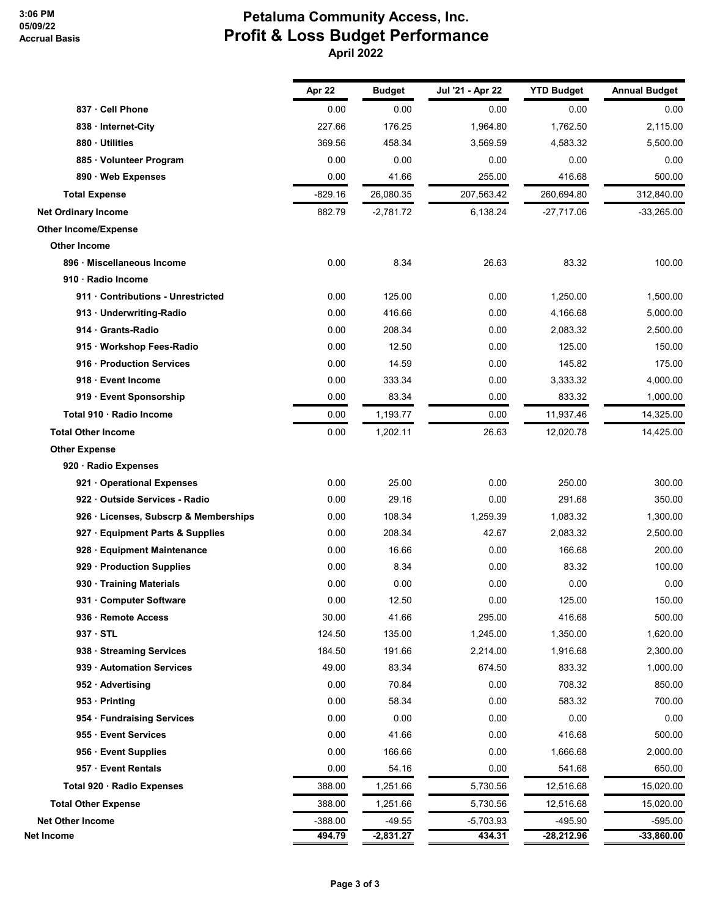3:06 PM
05/09/22
Accrual Basis

# Petaluma Community Access, Inc.
## Profit & Loss Budget Performance
### April 2022

| | Apr 22 | Budget | Jul '21 - Apr 22 | YTD Budget | Annual Budget |
|---|---|---|---|---|---|
| 837 · Cell Phone | 0.00 | 0.00 | 0.00 | 0.00 | 0.00 |
| 838 · Internet-City | 227.66 | 176.25 | 1,964.80 | 1,762.50 | 2,115.00 |
| 880 · Utilities | 369.56 | 458.34 | 3,569.59 | 4,583.32 | 5,500.00 |
| 885 · Volunteer Program | 0.00 | 0.00 | 0.00 | 0.00 | 0.00 |
| 890 · Web Expenses | 0.00 | 41.66 | 255.00 | 416.68 | 500.00 |
| **Total Expense** | -829.16 | 26,080.35 | 207,563.42 | 260,694.80 | 312,840.00 |
| **Net Ordinary Income** | 882.79 | -2,781.72 | 6,138.24 | -27,717.06 | -33,265.00 |
| **Other Income/Expense** | | | | | |
| **Other Income** | | | | | |
| 896 · Miscellaneous Income | 0.00 | 8.34 | 26.63 | 83.32 | 100.00 |
| 910 · Radio Income | | | | | |
| 911 · Contributions - Unrestricted | 0.00 | 125.00 | 0.00 | 1,250.00 | 1,500.00 |
| 913 · Underwriting-Radio | 0.00 | 416.66 | 0.00 | 4,166.68 | 5,000.00 |
| 914 · Grants-Radio | 0.00 | 208.34 | 0.00 | 2,083.32 | 2,500.00 |
| 915 · Workshop Fees-Radio | 0.00 | 12.50 | 0.00 | 125.00 | 150.00 |
| 916 · Production Services | 0.00 | 14.59 | 0.00 | 145.82 | 175.00 |
| 918 · Event Income | 0.00 | 333.34 | 0.00 | 3,333.32 | 4,000.00 |
| 919 · Event Sponsorship | 0.00 | 83.34 | 0.00 | 833.32 | 1,000.00 |
| Total 910 · Radio Income | 0.00 | 1,193.77 | 0.00 | 11,937.46 | 14,325.00 |
| **Total Other Income** | 0.00 | 1,202.11 | 26.63 | 12,020.78 | 14,425.00 |
| **Other Expense** | | | | | |
| 920 · Radio Expenses | | | | | |
| 921 · Operational Expenses | 0.00 | 25.00 | 0.00 | 250.00 | 300.00 |
| 922 · Outside Services - Radio | 0.00 | 29.16 | 0.00 | 291.68 | 350.00 |
| 926 · Licenses, Subscrp & Memberships | 0.00 | 108.34 | 1,259.39 | 1,083.32 | 1,300.00 |
| 927 · Equipment Parts & Supplies | 0.00 | 208.34 | 42.67 | 2,083.32 | 2,500.00 |
| 928 · Equipment Maintenance | 0.00 | 16.66 | 0.00 | 166.68 | 200.00 |
| 929 · Production Supplies | 0.00 | 8.34 | 0.00 | 83.32 | 100.00 |
| 930 · Training Materials | 0.00 | 0.00 | 0.00 | 0.00 | 0.00 |
| 931 · Computer Software | 0.00 | 12.50 | 0.00 | 125.00 | 150.00 |
| 936 · Remote Access | 30.00 | 41.66 | 295.00 | 416.68 | 500.00 |
| 937 · STL | 124.50 | 135.00 | 1,245.00 | 1,350.00 | 1,620.00 |
| 938 · Streaming Services | 184.50 | 191.66 | 2,214.00 | 1,916.68 | 2,300.00 |
| 939 · Automation Services | 49.00 | 83.34 | 674.50 | 833.32 | 1,000.00 |
| 952 · Advertising | 0.00 | 70.84 | 0.00 | 708.32 | 850.00 |
| 953 · Printing | 0.00 | 58.34 | 0.00 | 583.32 | 700.00 |
| 954 · Fundraising Services | 0.00 | 0.00 | 0.00 | 0.00 | 0.00 |
| 955 · Event Services | 0.00 | 41.66 | 0.00 | 416.68 | 500.00 |
| 956 · Event Supplies | 0.00 | 166.66 | 0.00 | 1,666.68 | 2,000.00 |
| 957 · Event Rentals | 0.00 | 54.16 | 0.00 | 541.68 | 650.00 |
| Total 920 · Radio Expenses | 388.00 | 1,251.66 | 5,730.56 | 12,516.68 | 15,020.00 |
| **Total Other Expense** | 388.00 | 1,251.66 | 5,730.56 | 12,516.68 | 15,020.00 |
| **Net Other Income** | -388.00 | -49.55 | -5,703.93 | -495.90 | -595.00 |
| **Net Income** | **494.79** | **-2,831.27** | **434.31** | **-28,212.96** | **-33,860.00** |